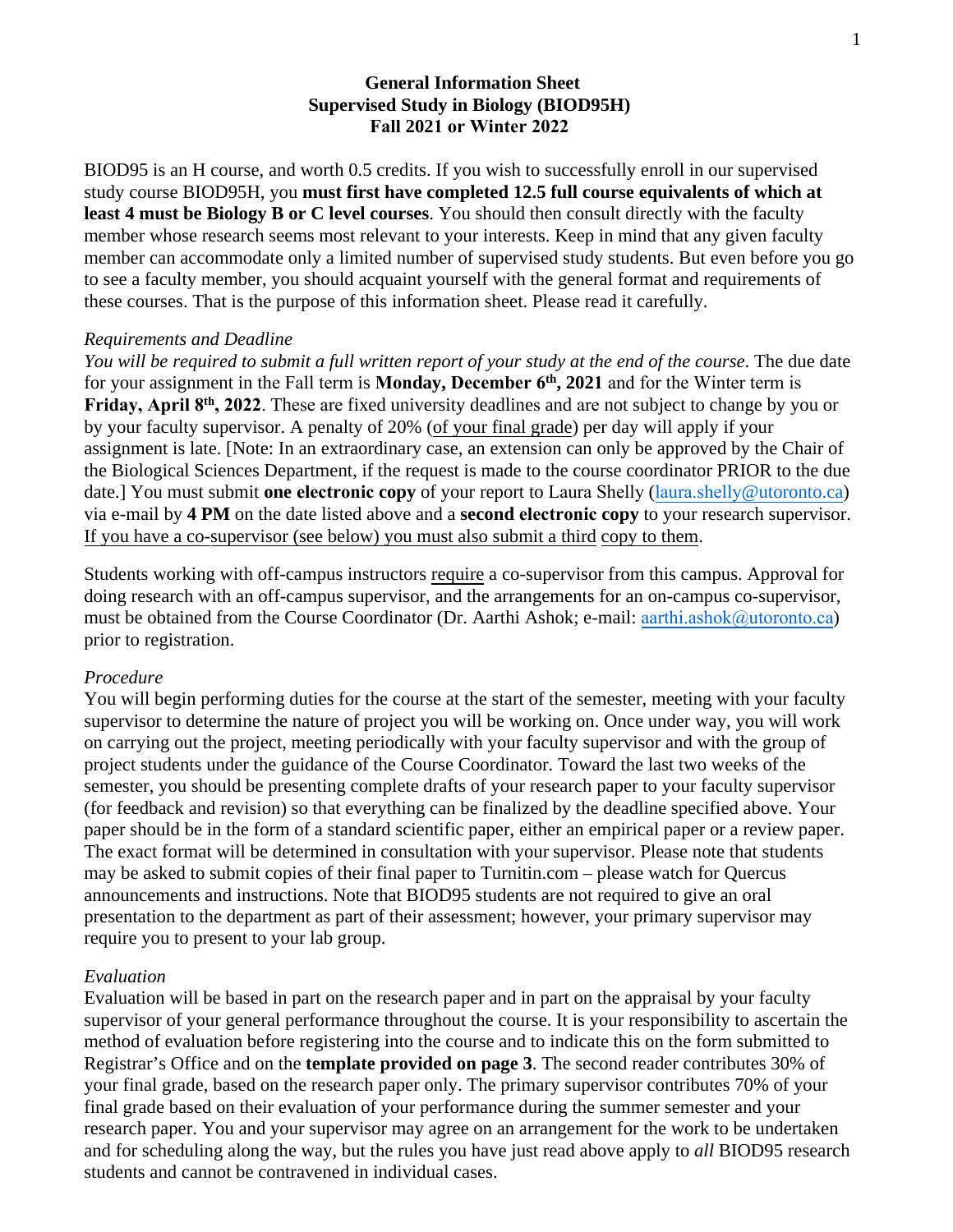# General Information Sheet
## Supervised Study in Biology (BIOD95H)
### Fall 2021 or Winter 2022

BIOD95 is an H course, and worth 0.5 credits. If you wish to successfully enroll in our supervised study course BIOD95H, you **must first have completed 12.5 full course equivalents of which at least 4 must be Biology B or C level courses**. You should then consult directly with the faculty member whose research seems most relevant to your interests. Keep in mind that any given faculty member can accommodate only a limited number of supervised study students. But even before you go to see a faculty member, you should acquaint yourself with the general format and requirements of these courses. That is the purpose of this information sheet. Please read it carefully.

*Requirements and Deadline*

*You will be required to submit a full written report of your study at the end of the course.* The due date for your assignment in the Fall term is **Monday, December 6th, 2021** and for the Winter term is **Friday, April 8th, 2022**. These are fixed university deadlines and are not subject to change by you or by your faculty supervisor. A penalty of 20% (<u>of your final grade</u>) per day will apply if your assignment is late. [Note: In an extraordinary case, an extension can only be approved by the Chair of the Biological Sciences Department, if the request is made to the course coordinator PRIOR to the due date.] You must submit **one electronic copy** of your report to Laura Shelly (laura.shelly@utoronto.ca) via e-mail by **4 PM** on the date listed above and a **second electronic copy** to your research supervisor. <u>If you have a co-supervisor (see below) you must also submit a third copy to them</u>.

Students working with off-campus instructors <u>require</u> a co-supervisor from this campus. Approval for doing research with an off-campus supervisor, and the arrangements for an on-campus co-supervisor, must be obtained from the Course Coordinator (Dr. Aarthi Ashok; e-mail: aarthi.ashok@utoronto.ca) prior to registration.

*Procedure*

You will begin performing duties for the course at the start of the semester, meeting with your faculty supervisor to determine the nature of project you will be working on. Once under way, you will work on carrying out the project, meeting periodically with your faculty supervisor and with the group of project students under the guidance of the Course Coordinator. Toward the last two weeks of the semester, you should be presenting complete drafts of your research paper to your faculty supervisor (for feedback and revision) so that everything can be finalized by the deadline specified above. Your paper should be in the form of a standard scientific paper, either an empirical paper or a review paper. The exact format will be determined in consultation with your supervisor. Please note that students may be asked to submit copies of their final paper to Turnitin.com – please watch for Quercus announcements and instructions. Note that BIOD95 students are not required to give an oral presentation to the department as part of their assessment; however, your primary supervisor may require you to present to your lab group.

*Evaluation*

Evaluation will be based in part on the research paper and in part on the appraisal by your faculty supervisor of your general performance throughout the course. It is your responsibility to ascertain the method of evaluation before registering into the course and to indicate this on the form submitted to Registrar's Office and on the **template provided on page 3**. The second reader contributes 30% of your final grade, based on the research paper only. The primary supervisor contributes 70% of your final grade based on their evaluation of your performance during the summer semester and your research paper. You and your supervisor may agree on an arrangement for the work to be undertaken and for scheduling along the way, but the rules you have just read above apply to *all* BIOD95 research students and cannot be contravened in individual cases.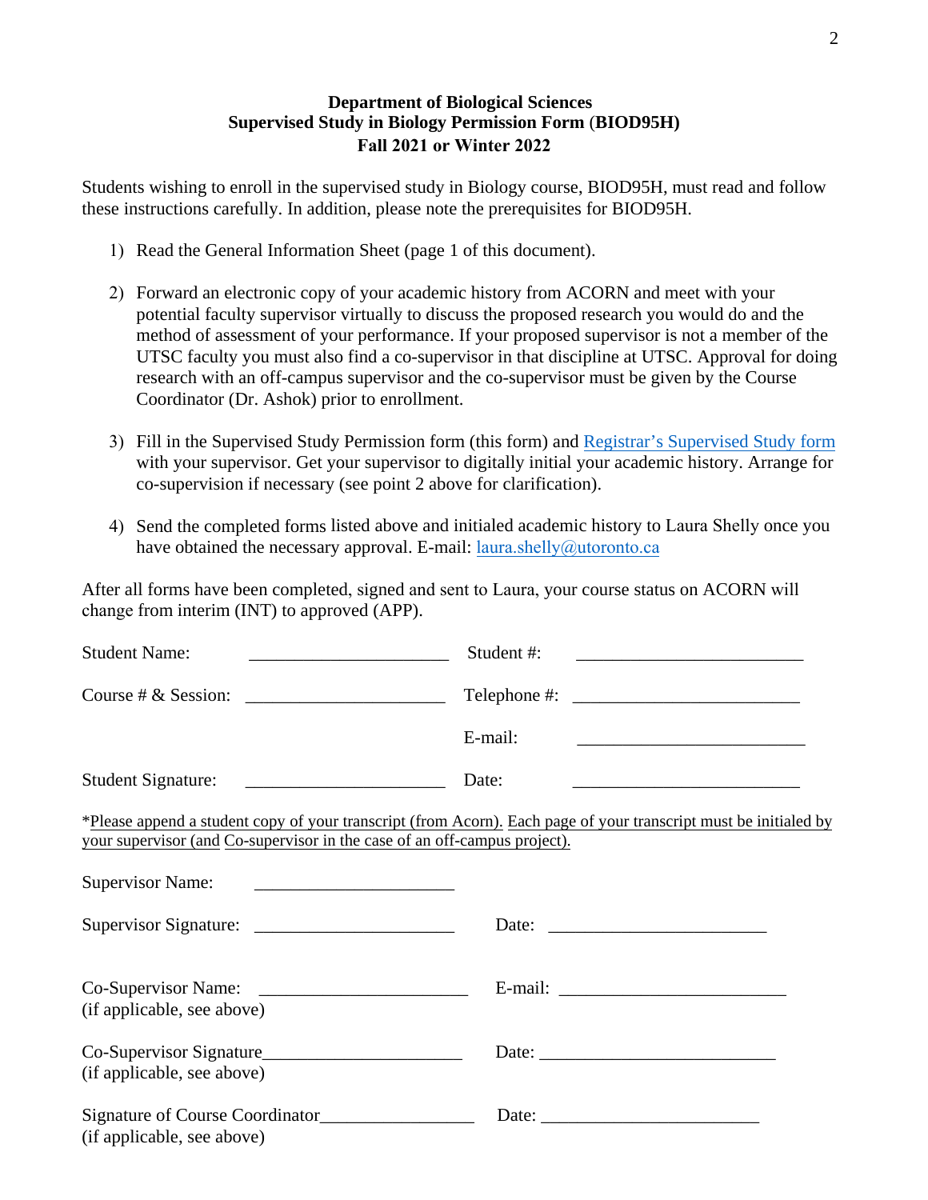**Department of Biological Sciences**
**Supervised Study in Biology Permission Form (BIOD95H)**
**Fall 2021 or Winter 2022**

Students wishing to enroll in the supervised study in Biology course, BIOD95H, must read and follow these instructions carefully. In addition, please note the prerequisites for BIOD95H.

1) Read the General Information Sheet (page 1 of this document).

2) Forward an electronic copy of your academic history from ACORN and meet with your potential faculty supervisor virtually to discuss the proposed research you would do and the method of assessment of your performance. If your proposed supervisor is not a member of the UTSC faculty you must also find a co-supervisor in that discipline at UTSC. Approval for doing research with an off-campus supervisor and the co-supervisor must be given by the Course Coordinator (Dr. Ashok) prior to enrollment.

3) Fill in the Supervised Study Permission form (this form) and [Registrar's Supervised Study form]() with your supervisor. Get your supervisor to digitally initial your academic history. Arrange for co-supervision if necessary (see point 2 above for clarification).

4) Send the completed forms listed above and initialed academic history to Laura Shelly once you have obtained the necessary approval. E-mail: laura.shelly@utoronto.ca

After all forms have been completed, signed and sent to Laura, your course status on ACORN will change from interim (INT) to approved (APP).

Student Name: ______________________ Student #: _________________________

Course # & Session: ______________________ Telephone #: _________________________

E-mail: _________________________

Student Signature: ______________________ Date: _________________________

*Please append a student copy of your transcript (from Acorn). Each page of your transcript must be initialed by your supervisor (and Co-supervisor in the case of an off-campus project).

Supervisor Name: ______________________

Supervisor Signature: ______________________ Date: ________________________

Co-Supervisor Name: ______________________ E-mail: _________________________
(if applicable, see above)

Co-Supervisor Signature______________________ Date: __________________________
(if applicable, see above)

Signature of Course Coordinator_________________ Date: ________________________
(if applicable, see above)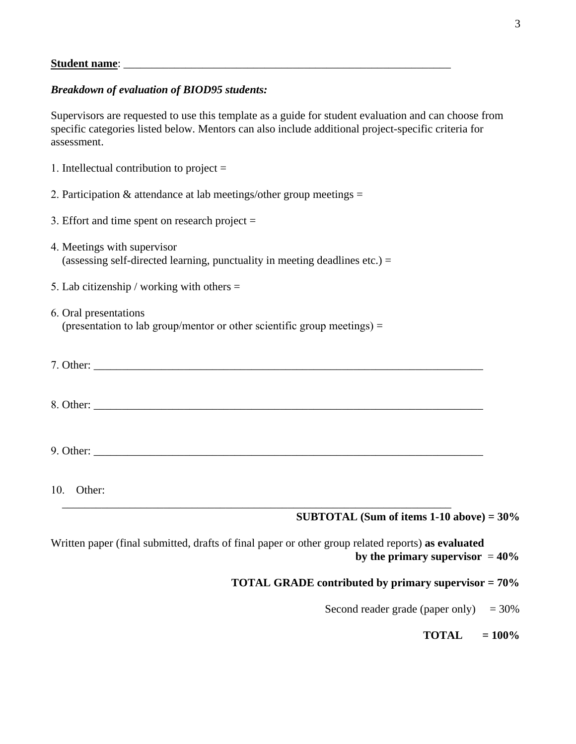**Student name**: ____________________________________________________________

***Breakdown of evaluation of BIOD95 students:***

Supervisors are requested to use this template as a guide for student evaluation and can choose from specific categories listed below. Mentors can also include additional project-specific criteria for assessment.

1. Intellectual contribution to project =

2. Participation & attendance at lab meetings/other group meetings =

3. Effort and time spent on research project =

4. Meetings with supervisor
   (assessing self-directed learning, punctuality in meeting deadlines etc.) =

5. Lab citizenship / working with others =

6. Oral presentations
   (presentation to lab group/mentor or other scientific group meetings) =

7. Other: ________________________________________________________________________

8. Other: ________________________________________________________________________

9. Other: ________________________________________________________________________

10. Other: ________________________________________________________________________

**SUBTOTAL (Sum of items 1-10 above) = 30%**

Written paper (final submitted, drafts of final paper or other group related reports) **as evaluated by the primary supervisor** = **40%**

**TOTAL GRADE contributed by primary supervisor = 70%**

Second reader grade (paper only) = 30%

**TOTAL = 100%**